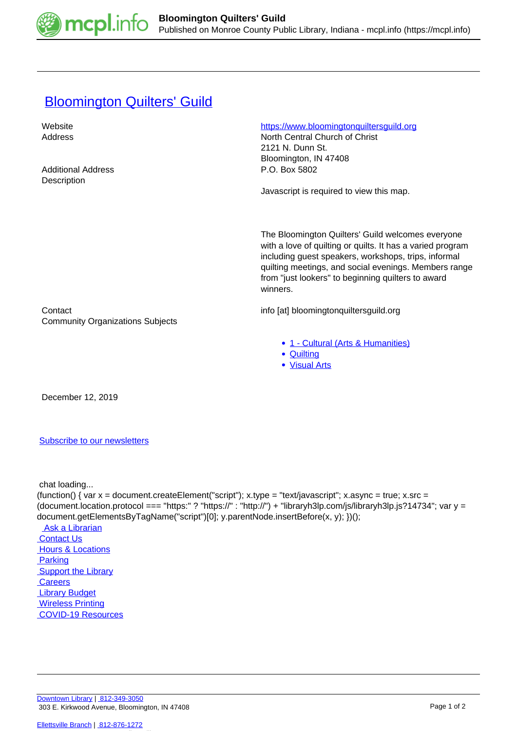# Bloomington Quilters' Guild

| | |
|---|---|
| Website | https://www.bloomingtonquiltersguild.org |
| Address | North Central Church of Christ<br>2121 N. Dunn St.<br>Bloomington, IN 47408 |
| Additional Address | P.O. Box 5802 |
| Description | Javascript is required to view this map.<br><br>The Bloomington Quilters' Guild welcomes everyone with a love of quilting or quilts. It has a varied program including guest speakers, workshops, trips, informal quilting meetings, and social evenings. Members range from "just lookers" to beginning quilters to award winners. |
| Contact | info [at] bloomingtonquiltersguild.org |
| Community Organizations Subjects | • 1 - Cultural (Arts & Humanities)<br>• Quilting<br>• Visual Arts |

December 12, 2019

Subscribe to our newsletters

chat loading...

```
(function() { var x = document.createElement("script"); x.type = "text/javascript"; x.async = true; x.src = (document.location.protocol === "https:" ? "https://" : "http://") + "libraryh3lp.com/js/libraryh3lp.js?14734"; var y = document.getElementsByTagName("script")[0]; y.parentNode.insertBefore(x, y); })();
```

Ask a Librarian
Contact Us
Hours & Locations
Parking
Support the Library
Careers
Library Budget
Wireless Printing
COVID-19 Resources

Downtown Library | 812-349-3050
303 E. Kirkwood Avenue, Bloomington, IN 47408

Ellettsville Branch | 812-876-1272